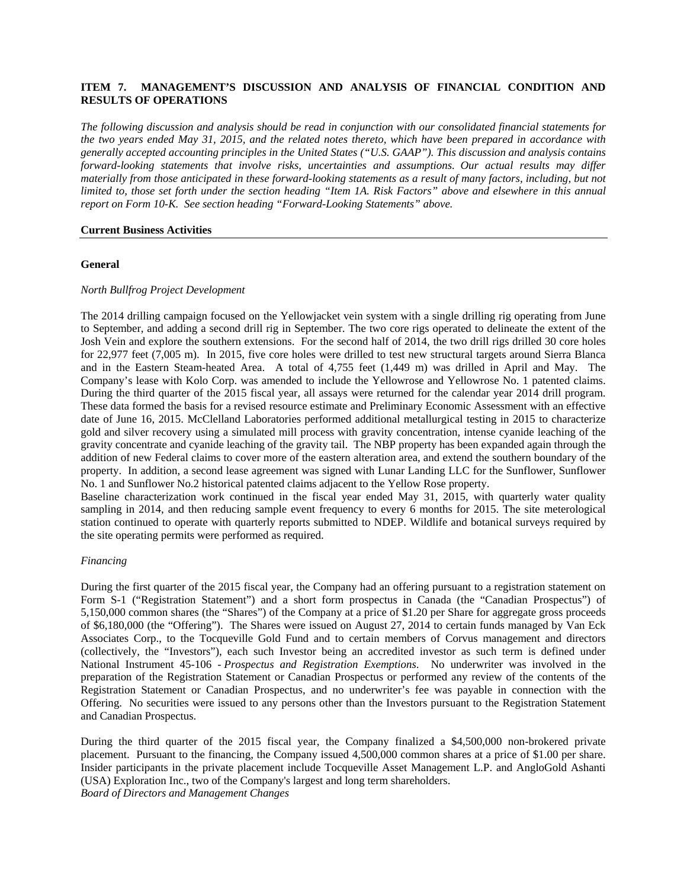## ITEM 7. MANAGEMENT'S DISCUSSION AND ANALYSIS OF FINANCIAL CONDITION AND RESULTS OF OPERATIONS

*The following discussion and analysis should be read in conjunction with our consolidated financial statements for the two years ended May 31, 2015, and the related notes thereto, which have been prepared in accordance with generally accepted accounting principles in the United States ("U.S. GAAP"). This discussion and analysis contains forward-looking statements that involve risks, uncertainties and assumptions. Our actual results may differ materially from those anticipated in these forward-looking statements as a result of many factors, including, but not limited to, those set forth under the section heading "Item 1A. Risk Factors" above and elsewhere in this annual report on Form 10-K. See section heading "Forward-Looking Statements" above.*

### Current Business Activities

#### General

*North Bullfrog Project Development*

The 2014 drilling campaign focused on the Yellowjacket vein system with a single drilling rig operating from June to September, and adding a second drill rig in September. The two core rigs operated to delineate the extent of the Josh Vein and explore the southern extensions. For the second half of 2014, the two drill rigs drilled 30 core holes for 22,977 feet (7,005 m). In 2015, five core holes were drilled to test new structural targets around Sierra Blanca and in the Eastern Steam-heated Area. A total of 4,755 feet (1,449 m) was drilled in April and May. The Company's lease with Kolo Corp. was amended to include the Yellowrose and Yellowrose No. 1 patented claims. During the third quarter of the 2015 fiscal year, all assays were returned for the calendar year 2014 drill program. These data formed the basis for a revised resource estimate and Preliminary Economic Assessment with an effective date of June 16, 2015. McClelland Laboratories performed additional metallurgical testing in 2015 to characterize gold and silver recovery using a simulated mill process with gravity concentration, intense cyanide leaching of the gravity concentrate and cyanide leaching of the gravity tail. The NBP property has been expanded again through the addition of new Federal claims to cover more of the eastern alteration area, and extend the southern boundary of the property. In addition, a second lease agreement was signed with Lunar Landing LLC for the Sunflower, Sunflower No. 1 and Sunflower No.2 historical patented claims adjacent to the Yellow Rose property.

Baseline characterization work continued in the fiscal year ended May 31, 2015, with quarterly water quality sampling in 2014, and then reducing sample event frequency to every 6 months for 2015. The site meterological station continued to operate with quarterly reports submitted to NDEP. Wildlife and botanical surveys required by the site operating permits were performed as required.

*Financing*

During the first quarter of the 2015 fiscal year, the Company had an offering pursuant to a registration statement on Form S-1 ("Registration Statement") and a short form prospectus in Canada (the "Canadian Prospectus") of 5,150,000 common shares (the "Shares") of the Company at a price of $1.20 per Share for aggregate gross proceeds of $6,180,000 (the "Offering"). The Shares were issued on August 27, 2014 to certain funds managed by Van Eck Associates Corp., to the Tocqueville Gold Fund and to certain members of Corvus management and directors (collectively, the "Investors"), each such Investor being an accredited investor as such term is defined under National Instrument 45-106 - *Prospectus and Registration Exemptions*. No underwriter was involved in the preparation of the Registration Statement or Canadian Prospectus or performed any review of the contents of the Registration Statement or Canadian Prospectus, and no underwriter's fee was payable in connection with the Offering. No securities were issued to any persons other than the Investors pursuant to the Registration Statement and Canadian Prospectus.

During the third quarter of the 2015 fiscal year, the Company finalized a $4,500,000 non-brokered private placement. Pursuant to the financing, the Company issued 4,500,000 common shares at a price of $1.00 per share. Insider participants in the private placement include Tocqueville Asset Management L.P. and AngloGold Ashanti (USA) Exploration Inc., two of the Company's largest and long term shareholders.

*Board of Directors and Management Changes*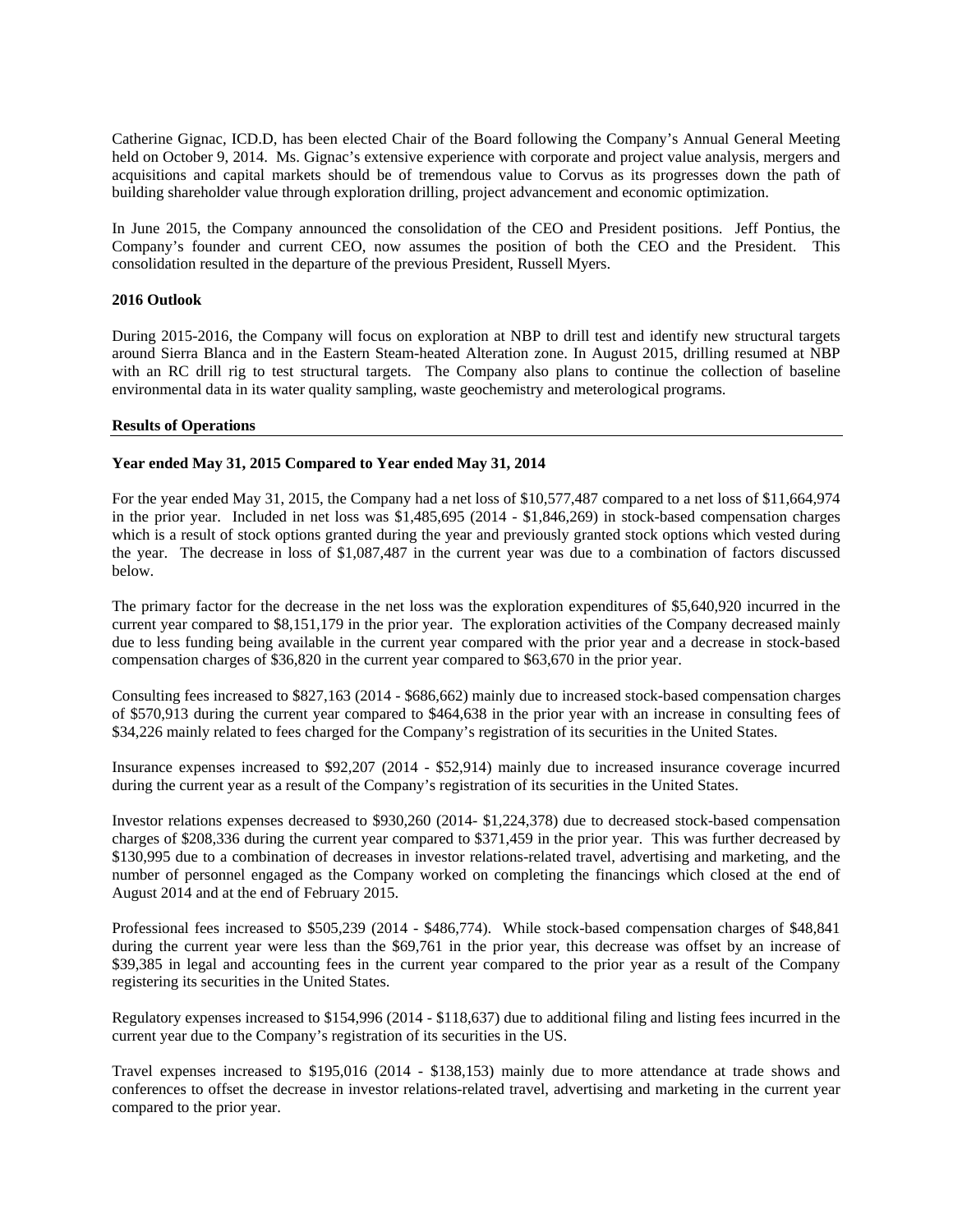Catherine Gignac, ICD.D, has been elected Chair of the Board following the Company's Annual General Meeting held on October 9, 2014. Ms. Gignac's extensive experience with corporate and project value analysis, mergers and acquisitions and capital markets should be of tremendous value to Corvus as its progresses down the path of building shareholder value through exploration drilling, project advancement and economic optimization.

In June 2015, the Company announced the consolidation of the CEO and President positions. Jeff Pontius, the Company's founder and current CEO, now assumes the position of both the CEO and the President. This consolidation resulted in the departure of the previous President, Russell Myers.

**2016 Outlook**

During 2015-2016, the Company will focus on exploration at NBP to drill test and identify new structural targets around Sierra Blanca and in the Eastern Steam-heated Alteration zone. In August 2015, drilling resumed at NBP with an RC drill rig to test structural targets. The Company also plans to continue the collection of baseline environmental data in its water quality sampling, waste geochemistry and meterological programs.

**Results of Operations**

**Year ended May 31, 2015 Compared to Year ended May 31, 2014**

For the year ended May 31, 2015, the Company had a net loss of $10,577,487 compared to a net loss of $11,664,974 in the prior year. Included in net loss was $1,485,695 (2014 - $1,846,269) in stock-based compensation charges which is a result of stock options granted during the year and previously granted stock options which vested during the year. The decrease in loss of $1,087,487 in the current year was due to a combination of factors discussed below.

The primary factor for the decrease in the net loss was the exploration expenditures of $5,640,920 incurred in the current year compared to $8,151,179 in the prior year. The exploration activities of the Company decreased mainly due to less funding being available in the current year compared with the prior year and a decrease in stock-based compensation charges of $36,820 in the current year compared to $63,670 in the prior year.

Consulting fees increased to $827,163 (2014 - $686,662) mainly due to increased stock-based compensation charges of $570,913 during the current year compared to $464,638 in the prior year with an increase in consulting fees of $34,226 mainly related to fees charged for the Company's registration of its securities in the United States.

Insurance expenses increased to $92,207 (2014 - $52,914) mainly due to increased insurance coverage incurred during the current year as a result of the Company's registration of its securities in the United States.

Investor relations expenses decreased to $930,260 (2014- $1,224,378) due to decreased stock-based compensation charges of $208,336 during the current year compared to $371,459 in the prior year. This was further decreased by $130,995 due to a combination of decreases in investor relations-related travel, advertising and marketing, and the number of personnel engaged as the Company worked on completing the financings which closed at the end of August 2014 and at the end of February 2015.

Professional fees increased to $505,239 (2014 - $486,774). While stock-based compensation charges of $48,841 during the current year were less than the $69,761 in the prior year, this decrease was offset by an increase of $39,385 in legal and accounting fees in the current year compared to the prior year as a result of the Company registering its securities in the United States.

Regulatory expenses increased to $154,996 (2014 - $118,637) due to additional filing and listing fees incurred in the current year due to the Company's registration of its securities in the US.

Travel expenses increased to $195,016 (2014 - $138,153) mainly due to more attendance at trade shows and conferences to offset the decrease in investor relations-related travel, advertising and marketing in the current year compared to the prior year.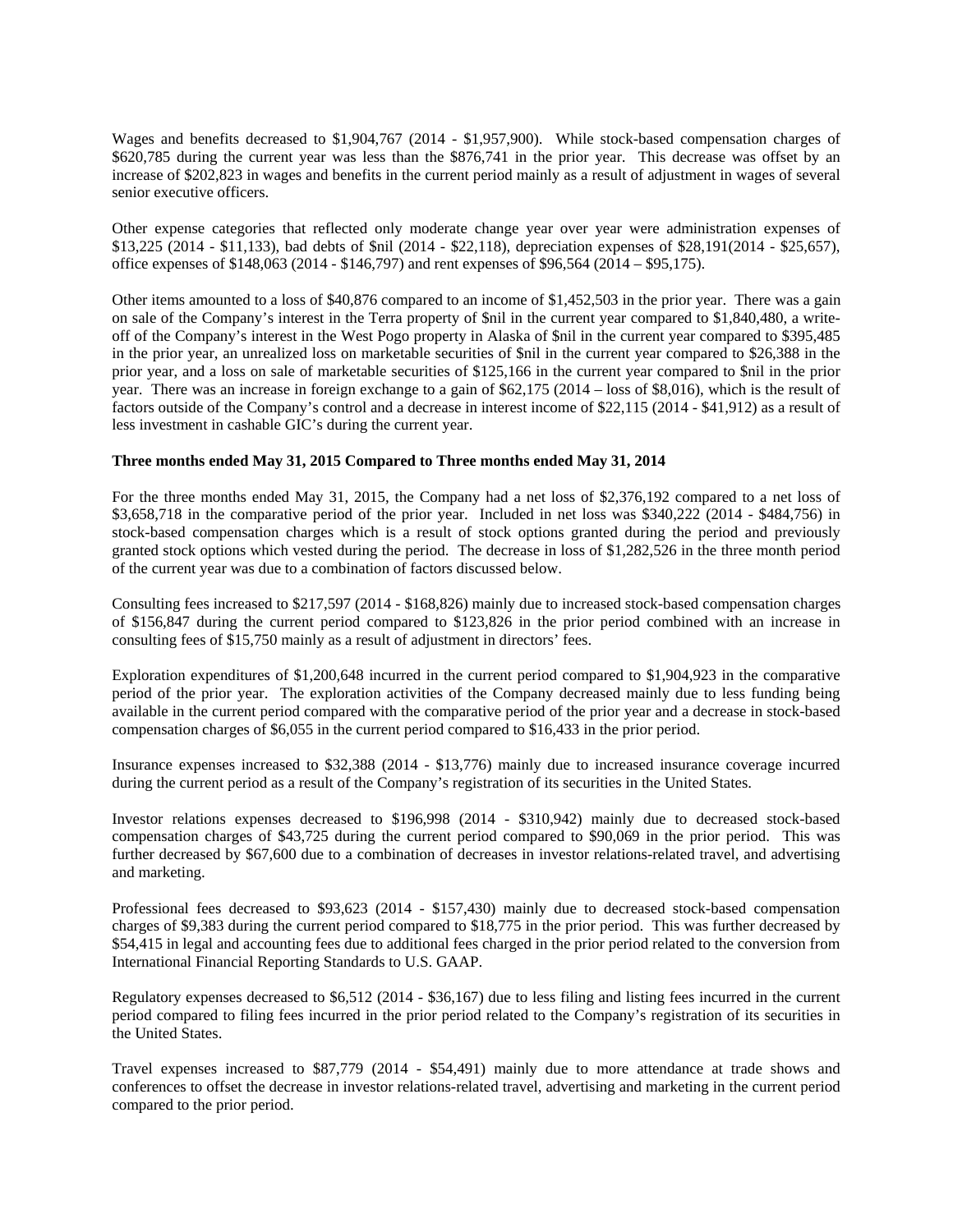Wages and benefits decreased to $1,904,767 (2014 - $1,957,900). While stock-based compensation charges of $620,785 during the current year was less than the $876,741 in the prior year. This decrease was offset by an increase of $202,823 in wages and benefits in the current period mainly as a result of adjustment in wages of several senior executive officers.

Other expense categories that reflected only moderate change year over year were administration expenses of $13,225 (2014 - $11,133), bad debts of $nil (2014 - $22,118), depreciation expenses of $28,191(2014 - $25,657), office expenses of $148,063 (2014 - $146,797) and rent expenses of $96,564 (2014 – $95,175).

Other items amounted to a loss of $40,876 compared to an income of $1,452,503 in the prior year. There was a gain on sale of the Company's interest in the Terra property of $nil in the current year compared to $1,840,480, a write-off of the Company's interest in the West Pogo property in Alaska of $nil in the current year compared to $395,485 in the prior year, an unrealized loss on marketable securities of $nil in the current year compared to $26,388 in the prior year, and a loss on sale of marketable securities of $125,166 in the current year compared to $nil in the prior year. There was an increase in foreign exchange to a gain of $62,175 (2014 – loss of $8,016), which is the result of factors outside of the Company's control and a decrease in interest income of $22,115 (2014 - $41,912) as a result of less investment in cashable GIC's during the current year.

**Three months ended May 31, 2015 Compared to Three months ended May 31, 2014**

For the three months ended May 31, 2015, the Company had a net loss of $2,376,192 compared to a net loss of $3,658,718 in the comparative period of the prior year. Included in net loss was $340,222 (2014 - $484,756) in stock-based compensation charges which is a result of stock options granted during the period and previously granted stock options which vested during the period. The decrease in loss of $1,282,526 in the three month period of the current year was due to a combination of factors discussed below.

Consulting fees increased to $217,597 (2014 - $168,826) mainly due to increased stock-based compensation charges of $156,847 during the current period compared to $123,826 in the prior period combined with an increase in consulting fees of $15,750 mainly as a result of adjustment in directors' fees.

Exploration expenditures of $1,200,648 incurred in the current period compared to $1,904,923 in the comparative period of the prior year. The exploration activities of the Company decreased mainly due to less funding being available in the current period compared with the comparative period of the prior year and a decrease in stock-based compensation charges of $6,055 in the current period compared to $16,433 in the prior period.

Insurance expenses increased to $32,388 (2014 - $13,776) mainly due to increased insurance coverage incurred during the current period as a result of the Company's registration of its securities in the United States.

Investor relations expenses decreased to $196,998 (2014 - $310,942) mainly due to decreased stock-based compensation charges of $43,725 during the current period compared to $90,069 in the prior period. This was further decreased by $67,600 due to a combination of decreases in investor relations-related travel, and advertising and marketing.

Professional fees decreased to $93,623 (2014 - $157,430) mainly due to decreased stock-based compensation charges of $9,383 during the current period compared to $18,775 in the prior period. This was further decreased by $54,415 in legal and accounting fees due to additional fees charged in the prior period related to the conversion from International Financial Reporting Standards to U.S. GAAP.

Regulatory expenses decreased to $6,512 (2014 - $36,167) due to less filing and listing fees incurred in the current period compared to filing fees incurred in the prior period related to the Company's registration of its securities in the United States.

Travel expenses increased to $87,779 (2014 - $54,491) mainly due to more attendance at trade shows and conferences to offset the decrease in investor relations-related travel, advertising and marketing in the current period compared to the prior period.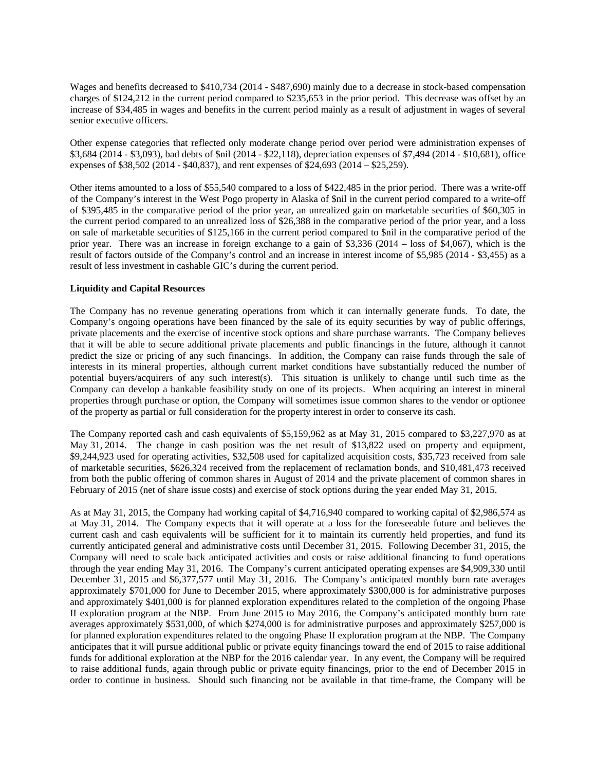Wages and benefits decreased to $410,734 (2014 - $487,690) mainly due to a decrease in stock-based compensation charges of $124,212 in the current period compared to $235,653 in the prior period. This decrease was offset by an increase of $34,485 in wages and benefits in the current period mainly as a result of adjustment in wages of several senior executive officers.

Other expense categories that reflected only moderate change period over period were administration expenses of $3,684 (2014 - $3,093), bad debts of $nil (2014 - $22,118), depreciation expenses of $7,494 (2014 - $10,681), office expenses of $38,502 (2014 - $40,837), and rent expenses of $24,693 (2014 – $25,259).

Other items amounted to a loss of $55,540 compared to a loss of $422,485 in the prior period. There was a write-off of the Company's interest in the West Pogo property in Alaska of $nil in the current period compared to a write-off of $395,485 in the comparative period of the prior year, an unrealized gain on marketable securities of $60,305 in the current period compared to an unrealized loss of $26,388 in the comparative period of the prior year, and a loss on sale of marketable securities of $125,166 in the current period compared to $nil in the comparative period of the prior year. There was an increase in foreign exchange to a gain of $3,336 (2014 – loss of $4,067), which is the result of factors outside of the Company's control and an increase in interest income of $5,985 (2014 - $3,455) as a result of less investment in cashable GIC's during the current period.

**Liquidity and Capital Resources**

The Company has no revenue generating operations from which it can internally generate funds. To date, the Company's ongoing operations have been financed by the sale of its equity securities by way of public offerings, private placements and the exercise of incentive stock options and share purchase warrants. The Company believes that it will be able to secure additional private placements and public financings in the future, although it cannot predict the size or pricing of any such financings. In addition, the Company can raise funds through the sale of interests in its mineral properties, although current market conditions have substantially reduced the number of potential buyers/acquirers of any such interest(s). This situation is unlikely to change until such time as the Company can develop a bankable feasibility study on one of its projects. When acquiring an interest in mineral properties through purchase or option, the Company will sometimes issue common shares to the vendor or optionee of the property as partial or full consideration for the property interest in order to conserve its cash.

The Company reported cash and cash equivalents of $5,159,962 as at May 31, 2015 compared to $3,227,970 as at May 31, 2014. The change in cash position was the net result of $13,822 used on property and equipment, $9,244,923 used for operating activities, $32,508 used for capitalized acquisition costs, $35,723 received from sale of marketable securities, $626,324 received from the replacement of reclamation bonds, and $10,481,473 received from both the public offering of common shares in August of 2014 and the private placement of common shares in February of 2015 (net of share issue costs) and exercise of stock options during the year ended May 31, 2015.

As at May 31, 2015, the Company had working capital of $4,716,940 compared to working capital of $2,986,574 as at May 31, 2014. The Company expects that it will operate at a loss for the foreseeable future and believes the current cash and cash equivalents will be sufficient for it to maintain its currently held properties, and fund its currently anticipated general and administrative costs until December 31, 2015. Following December 31, 2015, the Company will need to scale back anticipated activities and costs or raise additional financing to fund operations through the year ending May 31, 2016. The Company's current anticipated operating expenses are $4,909,330 until December 31, 2015 and $6,377,577 until May 31, 2016. The Company's anticipated monthly burn rate averages approximately $701,000 for June to December 2015, where approximately $300,000 is for administrative purposes and approximately $401,000 is for planned exploration expenditures related to the completion of the ongoing Phase II exploration program at the NBP. From June 2015 to May 2016, the Company's anticipated monthly burn rate averages approximately $531,000, of which $274,000 is for administrative purposes and approximately $257,000 is for planned exploration expenditures related to the ongoing Phase II exploration program at the NBP. The Company anticipates that it will pursue additional public or private equity financings toward the end of 2015 to raise additional funds for additional exploration at the NBP for the 2016 calendar year. In any event, the Company will be required to raise additional funds, again through public or private equity financings, prior to the end of December 2015 in order to continue in business. Should such financing not be available in that time-frame, the Company will be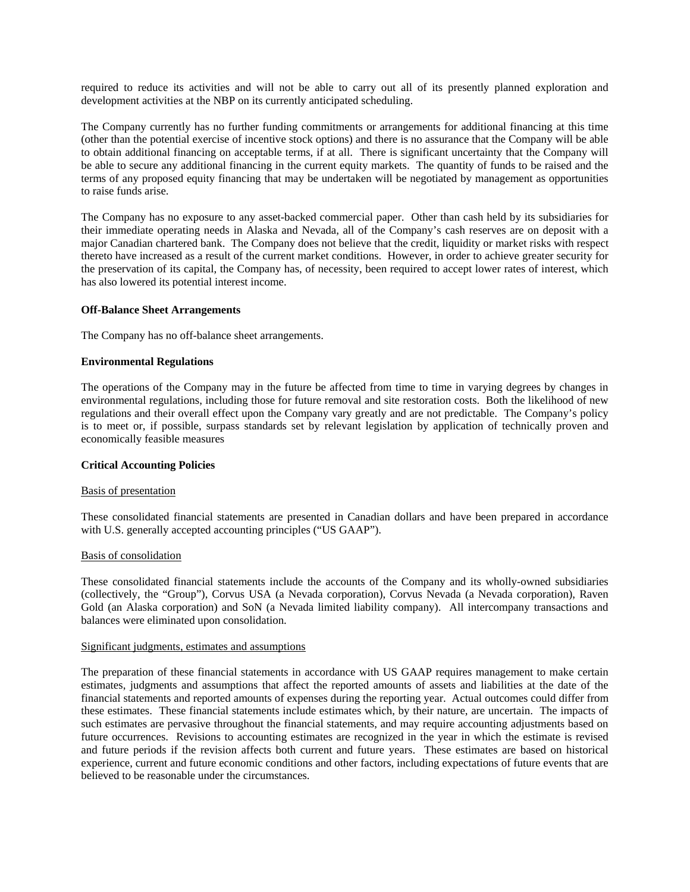required to reduce its activities and will not be able to carry out all of its presently planned exploration and development activities at the NBP on its currently anticipated scheduling.

The Company currently has no further funding commitments or arrangements for additional financing at this time (other than the potential exercise of incentive stock options) and there is no assurance that the Company will be able to obtain additional financing on acceptable terms, if at all. There is significant uncertainty that the Company will be able to secure any additional financing in the current equity markets. The quantity of funds to be raised and the terms of any proposed equity financing that may be undertaken will be negotiated by management as opportunities to raise funds arise.

The Company has no exposure to any asset-backed commercial paper. Other than cash held by its subsidiaries for their immediate operating needs in Alaska and Nevada, all of the Company's cash reserves are on deposit with a major Canadian chartered bank. The Company does not believe that the credit, liquidity or market risks with respect thereto have increased as a result of the current market conditions. However, in order to achieve greater security for the preservation of its capital, the Company has, of necessity, been required to accept lower rates of interest, which has also lowered its potential interest income.

**Off-Balance Sheet Arrangements**

The Company has no off-balance sheet arrangements.

**Environmental Regulations**

The operations of the Company may in the future be affected from time to time in varying degrees by changes in environmental regulations, including those for future removal and site restoration costs. Both the likelihood of new regulations and their overall effect upon the Company vary greatly and are not predictable. The Company's policy is to meet or, if possible, surpass standards set by relevant legislation by application of technically proven and economically feasible measures

**Critical Accounting Policies**

Basis of presentation

These consolidated financial statements are presented in Canadian dollars and have been prepared in accordance with U.S. generally accepted accounting principles ("US GAAP").

Basis of consolidation

These consolidated financial statements include the accounts of the Company and its wholly-owned subsidiaries (collectively, the "Group"), Corvus USA (a Nevada corporation), Corvus Nevada (a Nevada corporation), Raven Gold (an Alaska corporation) and SoN (a Nevada limited liability company). All intercompany transactions and balances were eliminated upon consolidation.

Significant judgments, estimates and assumptions

The preparation of these financial statements in accordance with US GAAP requires management to make certain estimates, judgments and assumptions that affect the reported amounts of assets and liabilities at the date of the financial statements and reported amounts of expenses during the reporting year. Actual outcomes could differ from these estimates. These financial statements include estimates which, by their nature, are uncertain. The impacts of such estimates are pervasive throughout the financial statements, and may require accounting adjustments based on future occurrences. Revisions to accounting estimates are recognized in the year in which the estimate is revised and future periods if the revision affects both current and future years. These estimates are based on historical experience, current and future economic conditions and other factors, including expectations of future events that are believed to be reasonable under the circumstances.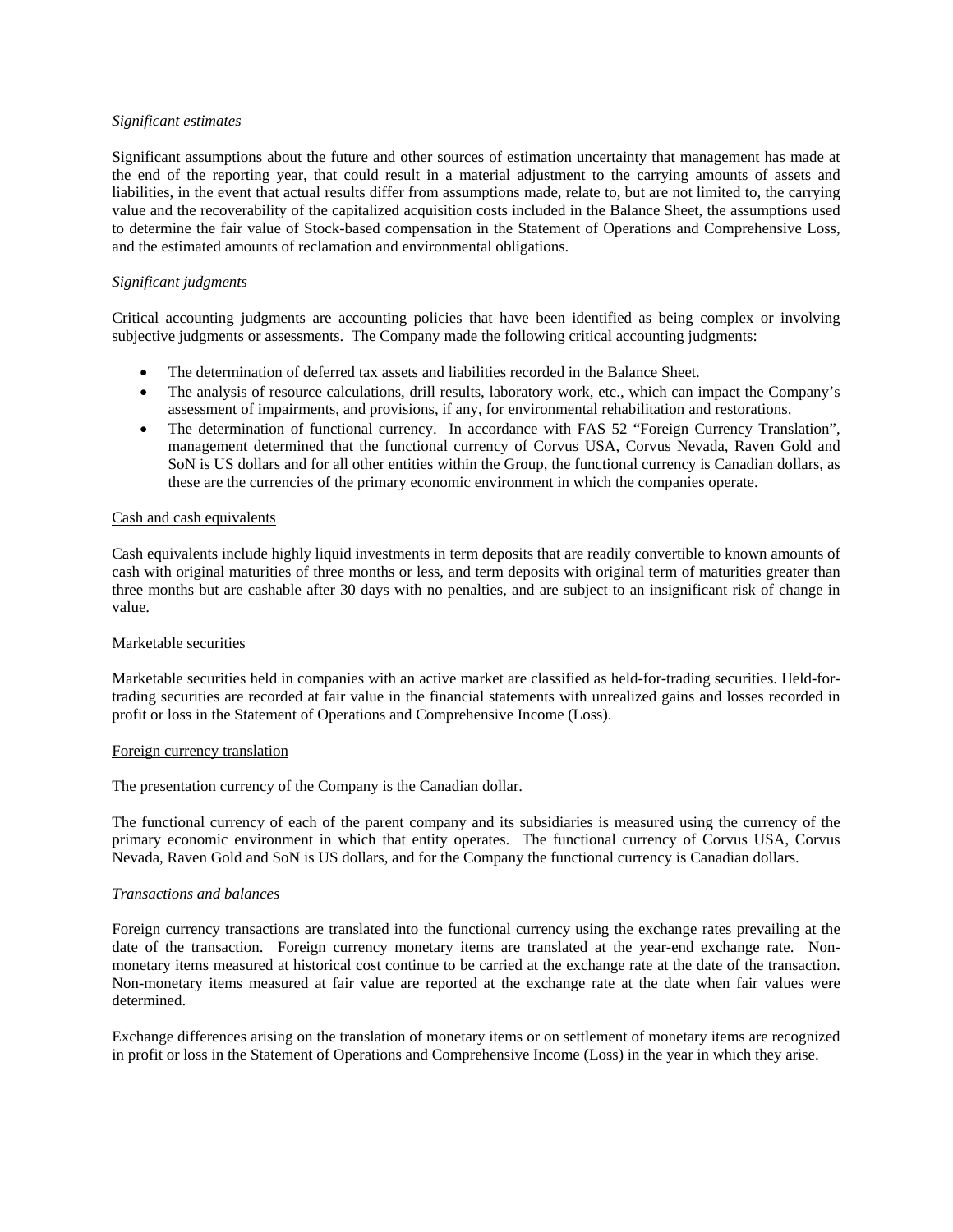*Significant estimates*

Significant assumptions about the future and other sources of estimation uncertainty that management has made at the end of the reporting year, that could result in a material adjustment to the carrying amounts of assets and liabilities, in the event that actual results differ from assumptions made, relate to, but are not limited to, the carrying value and the recoverability of the capitalized acquisition costs included in the Balance Sheet, the assumptions used to determine the fair value of Stock-based compensation in the Statement of Operations and Comprehensive Loss, and the estimated amounts of reclamation and environmental obligations.

*Significant judgments*

Critical accounting judgments are accounting policies that have been identified as being complex or involving subjective judgments or assessments. The Company made the following critical accounting judgments:

- The determination of deferred tax assets and liabilities recorded in the Balance Sheet.
- The analysis of resource calculations, drill results, laboratory work, etc., which can impact the Company's assessment of impairments, and provisions, if any, for environmental rehabilitation and restorations.
- The determination of functional currency. In accordance with FAS 52 "Foreign Currency Translation", management determined that the functional currency of Corvus USA, Corvus Nevada, Raven Gold and SoN is US dollars and for all other entities within the Group, the functional currency is Canadian dollars, as these are the currencies of the primary economic environment in which the companies operate.

Cash and cash equivalents

Cash equivalents include highly liquid investments in term deposits that are readily convertible to known amounts of cash with original maturities of three months or less, and term deposits with original term of maturities greater than three months but are cashable after 30 days with no penalties, and are subject to an insignificant risk of change in value.

Marketable securities

Marketable securities held in companies with an active market are classified as held-for-trading securities. Held-for-trading securities are recorded at fair value in the financial statements with unrealized gains and losses recorded in profit or loss in the Statement of Operations and Comprehensive Income (Loss).

Foreign currency translation

The presentation currency of the Company is the Canadian dollar.

The functional currency of each of the parent company and its subsidiaries is measured using the currency of the primary economic environment in which that entity operates. The functional currency of Corvus USA, Corvus Nevada, Raven Gold and SoN is US dollars, and for the Company the functional currency is Canadian dollars.

*Transactions and balances*

Foreign currency transactions are translated into the functional currency using the exchange rates prevailing at the date of the transaction. Foreign currency monetary items are translated at the year-end exchange rate. Non-monetary items measured at historical cost continue to be carried at the exchange rate at the date of the transaction. Non-monetary items measured at fair value are reported at the exchange rate at the date when fair values were determined.

Exchange differences arising on the translation of monetary items or on settlement of monetary items are recognized in profit or loss in the Statement of Operations and Comprehensive Income (Loss) in the year in which they arise.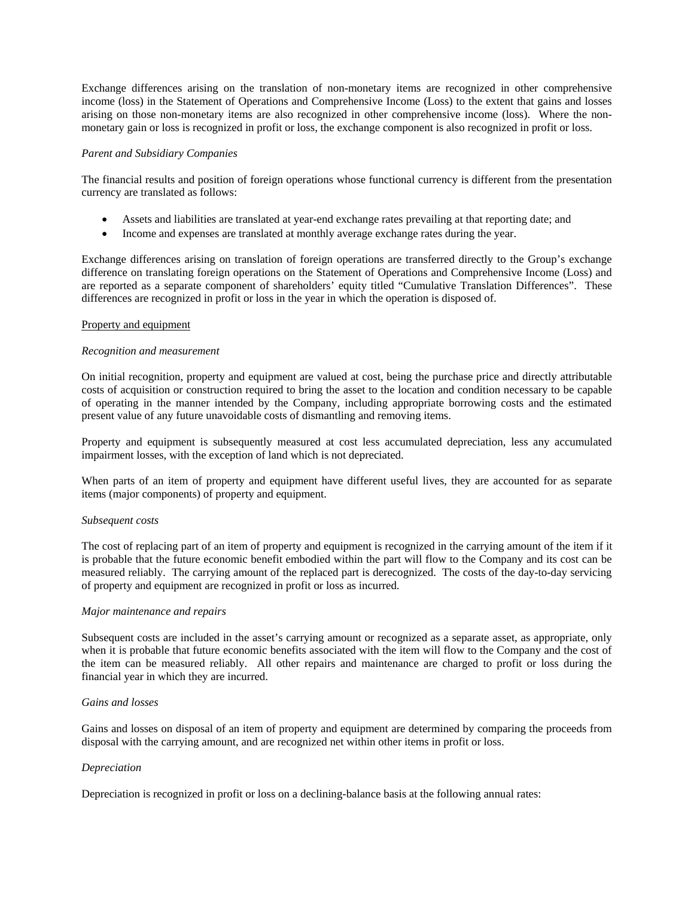Exchange differences arising on the translation of non-monetary items are recognized in other comprehensive income (loss) in the Statement of Operations and Comprehensive Income (Loss) to the extent that gains and losses arising on those non-monetary items are also recognized in other comprehensive income (loss). Where the non-monetary gain or loss is recognized in profit or loss, the exchange component is also recognized in profit or loss.

*Parent and Subsidiary Companies*

The financial results and position of foreign operations whose functional currency is different from the presentation currency are translated as follows:

- Assets and liabilities are translated at year-end exchange rates prevailing at that reporting date; and
- Income and expenses are translated at monthly average exchange rates during the year.

Exchange differences arising on translation of foreign operations are transferred directly to the Group's exchange difference on translating foreign operations on the Statement of Operations and Comprehensive Income (Loss) and are reported as a separate component of shareholders' equity titled "Cumulative Translation Differences". These differences are recognized in profit or loss in the year in which the operation is disposed of.

<u>Property and equipment</u>

*Recognition and measurement*

On initial recognition, property and equipment are valued at cost, being the purchase price and directly attributable costs of acquisition or construction required to bring the asset to the location and condition necessary to be capable of operating in the manner intended by the Company, including appropriate borrowing costs and the estimated present value of any future unavoidable costs of dismantling and removing items.

Property and equipment is subsequently measured at cost less accumulated depreciation, less any accumulated impairment losses, with the exception of land which is not depreciated.

When parts of an item of property and equipment have different useful lives, they are accounted for as separate items (major components) of property and equipment.

*Subsequent costs*

The cost of replacing part of an item of property and equipment is recognized in the carrying amount of the item if it is probable that the future economic benefit embodied within the part will flow to the Company and its cost can be measured reliably. The carrying amount of the replaced part is derecognized. The costs of the day-to-day servicing of property and equipment are recognized in profit or loss as incurred.

*Major maintenance and repairs*

Subsequent costs are included in the asset's carrying amount or recognized as a separate asset, as appropriate, only when it is probable that future economic benefits associated with the item will flow to the Company and the cost of the item can be measured reliably. All other repairs and maintenance are charged to profit or loss during the financial year in which they are incurred.

*Gains and losses*

Gains and losses on disposal of an item of property and equipment are determined by comparing the proceeds from disposal with the carrying amount, and are recognized net within other items in profit or loss.

*Depreciation*

Depreciation is recognized in profit or loss on a declining-balance basis at the following annual rates: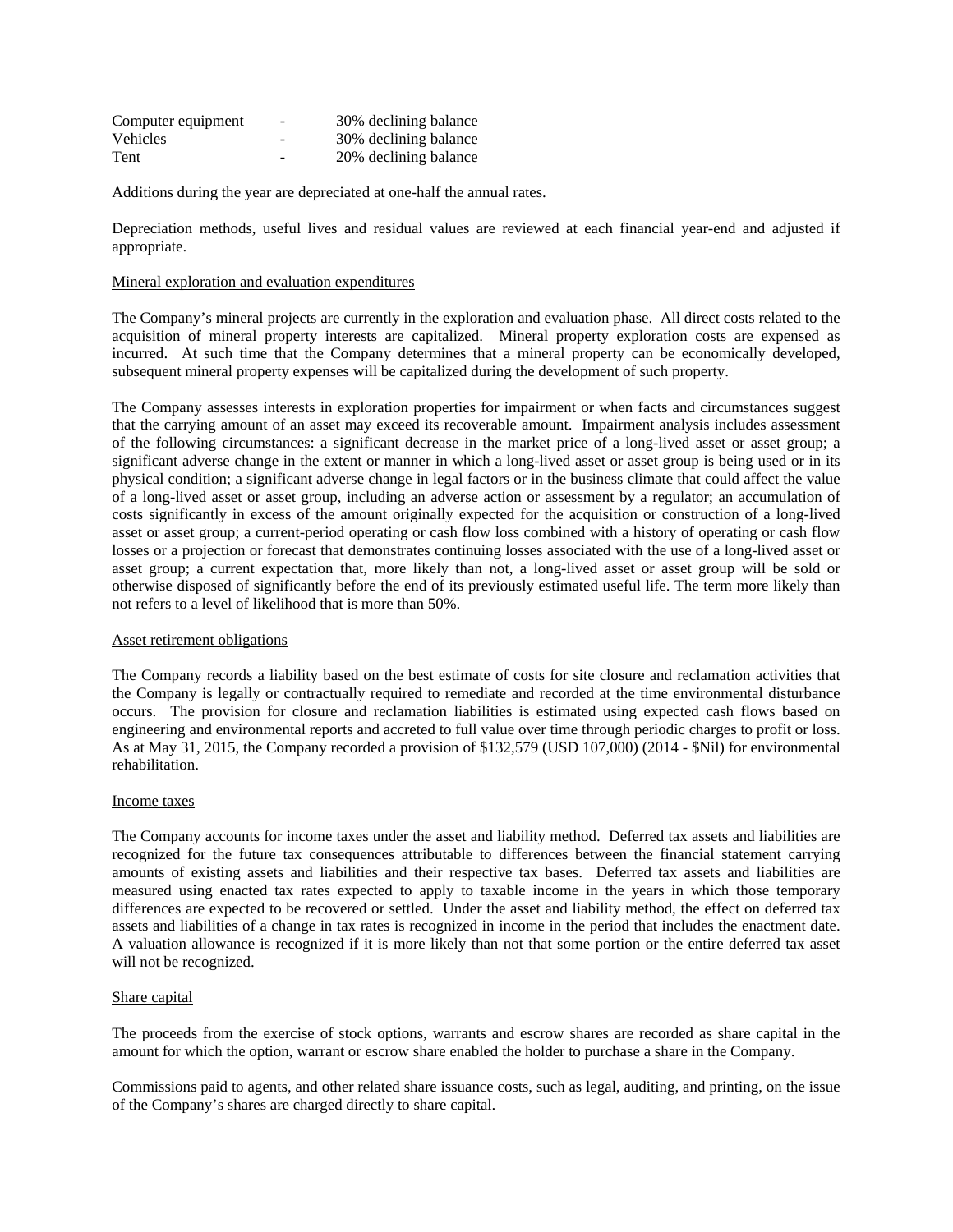| | | |
|---|---|---|
| Computer equipment | - | 30% declining balance |
| Vehicles | - | 30% declining balance |
| Tent | - | 20% declining balance |

Additions during the year are depreciated at one-half the annual rates.

Depreciation methods, useful lives and residual values are reviewed at each financial year-end and adjusted if appropriate.

Mineral exploration and evaluation expenditures

The Company's mineral projects are currently in the exploration and evaluation phase. All direct costs related to the acquisition of mineral property interests are capitalized. Mineral property exploration costs are expensed as incurred. At such time that the Company determines that a mineral property can be economically developed, subsequent mineral property expenses will be capitalized during the development of such property.

The Company assesses interests in exploration properties for impairment or when facts and circumstances suggest that the carrying amount of an asset may exceed its recoverable amount. Impairment analysis includes assessment of the following circumstances: a significant decrease in the market price of a long-lived asset or asset group; a significant adverse change in the extent or manner in which a long-lived asset or asset group is being used or in its physical condition; a significant adverse change in legal factors or in the business climate that could affect the value of a long-lived asset or asset group, including an adverse action or assessment by a regulator; an accumulation of costs significantly in excess of the amount originally expected for the acquisition or construction of a long-lived asset or asset group; a current-period operating or cash flow loss combined with a history of operating or cash flow losses or a projection or forecast that demonstrates continuing losses associated with the use of a long-lived asset or asset group; a current expectation that, more likely than not, a long-lived asset or asset group will be sold or otherwise disposed of significantly before the end of its previously estimated useful life. The term more likely than not refers to a level of likelihood that is more than 50%.

Asset retirement obligations

The Company records a liability based on the best estimate of costs for site closure and reclamation activities that the Company is legally or contractually required to remediate and recorded at the time environmental disturbance occurs. The provision for closure and reclamation liabilities is estimated using expected cash flows based on engineering and environmental reports and accreted to full value over time through periodic charges to profit or loss. As at May 31, 2015, the Company recorded a provision of $132,579 (USD 107,000) (2014 - $Nil) for environmental rehabilitation.

Income taxes

The Company accounts for income taxes under the asset and liability method. Deferred tax assets and liabilities are recognized for the future tax consequences attributable to differences between the financial statement carrying amounts of existing assets and liabilities and their respective tax bases. Deferred tax assets and liabilities are measured using enacted tax rates expected to apply to taxable income in the years in which those temporary differences are expected to be recovered or settled. Under the asset and liability method, the effect on deferred tax assets and liabilities of a change in tax rates is recognized in income in the period that includes the enactment date. A valuation allowance is recognized if it is more likely than not that some portion or the entire deferred tax asset will not be recognized.

Share capital

The proceeds from the exercise of stock options, warrants and escrow shares are recorded as share capital in the amount for which the option, warrant or escrow share enabled the holder to purchase a share in the Company.

Commissions paid to agents, and other related share issuance costs, such as legal, auditing, and printing, on the issue of the Company's shares are charged directly to share capital.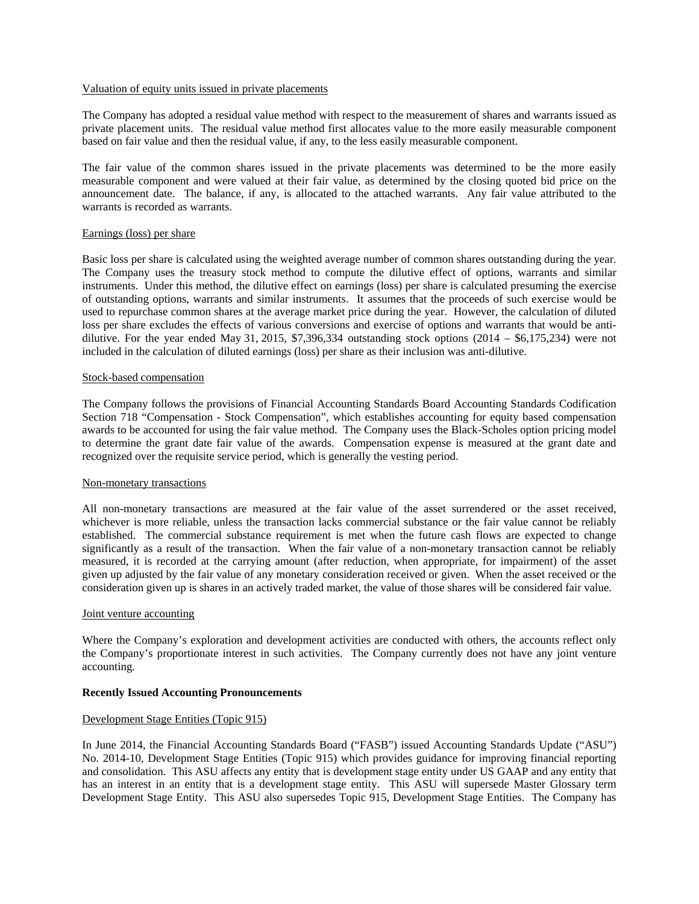Valuation of equity units issued in private placements

The Company has adopted a residual value method with respect to the measurement of shares and warrants issued as private placement units. The residual value method first allocates value to the more easily measurable component based on fair value and then the residual value, if any, to the less easily measurable component.

The fair value of the common shares issued in the private placements was determined to be the more easily measurable component and were valued at their fair value, as determined by the closing quoted bid price on the announcement date. The balance, if any, is allocated to the attached warrants. Any fair value attributed to the warrants is recorded as warrants.

Earnings (loss) per share

Basic loss per share is calculated using the weighted average number of common shares outstanding during the year. The Company uses the treasury stock method to compute the dilutive effect of options, warrants and similar instruments. Under this method, the dilutive effect on earnings (loss) per share is calculated presuming the exercise of outstanding options, warrants and similar instruments. It assumes that the proceeds of such exercise would be used to repurchase common shares at the average market price during the year. However, the calculation of diluted loss per share excludes the effects of various conversions and exercise of options and warrants that would be anti-dilutive. For the year ended May 31, 2015, $7,396,334 outstanding stock options (2014 – $6,175,234) were not included in the calculation of diluted earnings (loss) per share as their inclusion was anti-dilutive.

Stock-based compensation

The Company follows the provisions of Financial Accounting Standards Board Accounting Standards Codification Section 718 "Compensation - Stock Compensation", which establishes accounting for equity based compensation awards to be accounted for using the fair value method. The Company uses the Black-Scholes option pricing model to determine the grant date fair value of the awards. Compensation expense is measured at the grant date and recognized over the requisite service period, which is generally the vesting period.

Non-monetary transactions

All non-monetary transactions are measured at the fair value of the asset surrendered or the asset received, whichever is more reliable, unless the transaction lacks commercial substance or the fair value cannot be reliably established. The commercial substance requirement is met when the future cash flows are expected to change significantly as a result of the transaction. When the fair value of a non-monetary transaction cannot be reliably measured, it is recorded at the carrying amount (after reduction, when appropriate, for impairment) of the asset given up adjusted by the fair value of any monetary consideration received or given. When the asset received or the consideration given up is shares in an actively traded market, the value of those shares will be considered fair value.

Joint venture accounting

Where the Company's exploration and development activities are conducted with others, the accounts reflect only the Company's proportionate interest in such activities. The Company currently does not have any joint venture accounting.

**Recently Issued Accounting Pronouncements**

Development Stage Entities (Topic 915)

In June 2014, the Financial Accounting Standards Board ("FASB") issued Accounting Standards Update ("ASU") No. 2014-10, Development Stage Entities (Topic 915) which provides guidance for improving financial reporting and consolidation. This ASU affects any entity that is development stage entity under US GAAP and any entity that has an interest in an entity that is a development stage entity. This ASU will supersede Master Glossary term Development Stage Entity. This ASU also supersedes Topic 915, Development Stage Entities. The Company has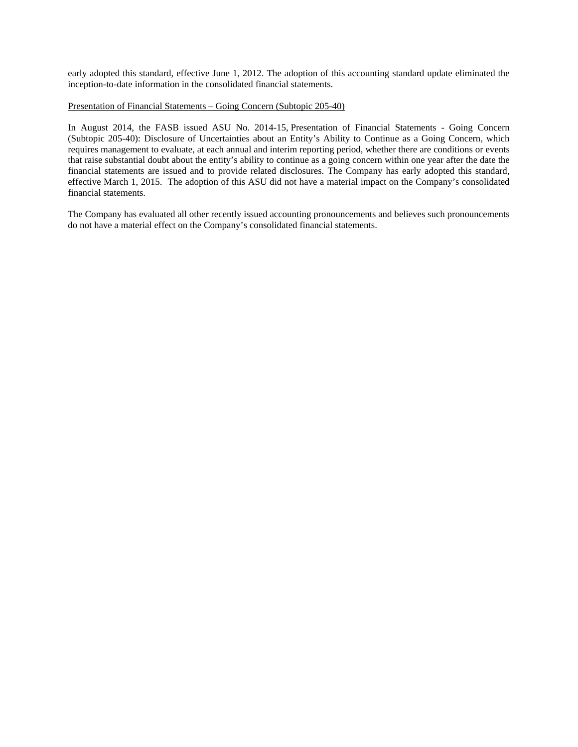early adopted this standard, effective June 1, 2012. The adoption of this accounting standard update eliminated the inception-to-date information in the consolidated financial statements.

<u>Presentation of Financial Statements – Going Concern (Subtopic 205-40)</u>

In August 2014, the FASB issued ASU No. 2014-15, Presentation of Financial Statements - Going Concern (Subtopic 205-40): Disclosure of Uncertainties about an Entity's Ability to Continue as a Going Concern, which requires management to evaluate, at each annual and interim reporting period, whether there are conditions or events that raise substantial doubt about the entity's ability to continue as a going concern within one year after the date the financial statements are issued and to provide related disclosures. The Company has early adopted this standard, effective March 1, 2015. The adoption of this ASU did not have a material impact on the Company's consolidated financial statements.

The Company has evaluated all other recently issued accounting pronouncements and believes such pronouncements do not have a material effect on the Company's consolidated financial statements.